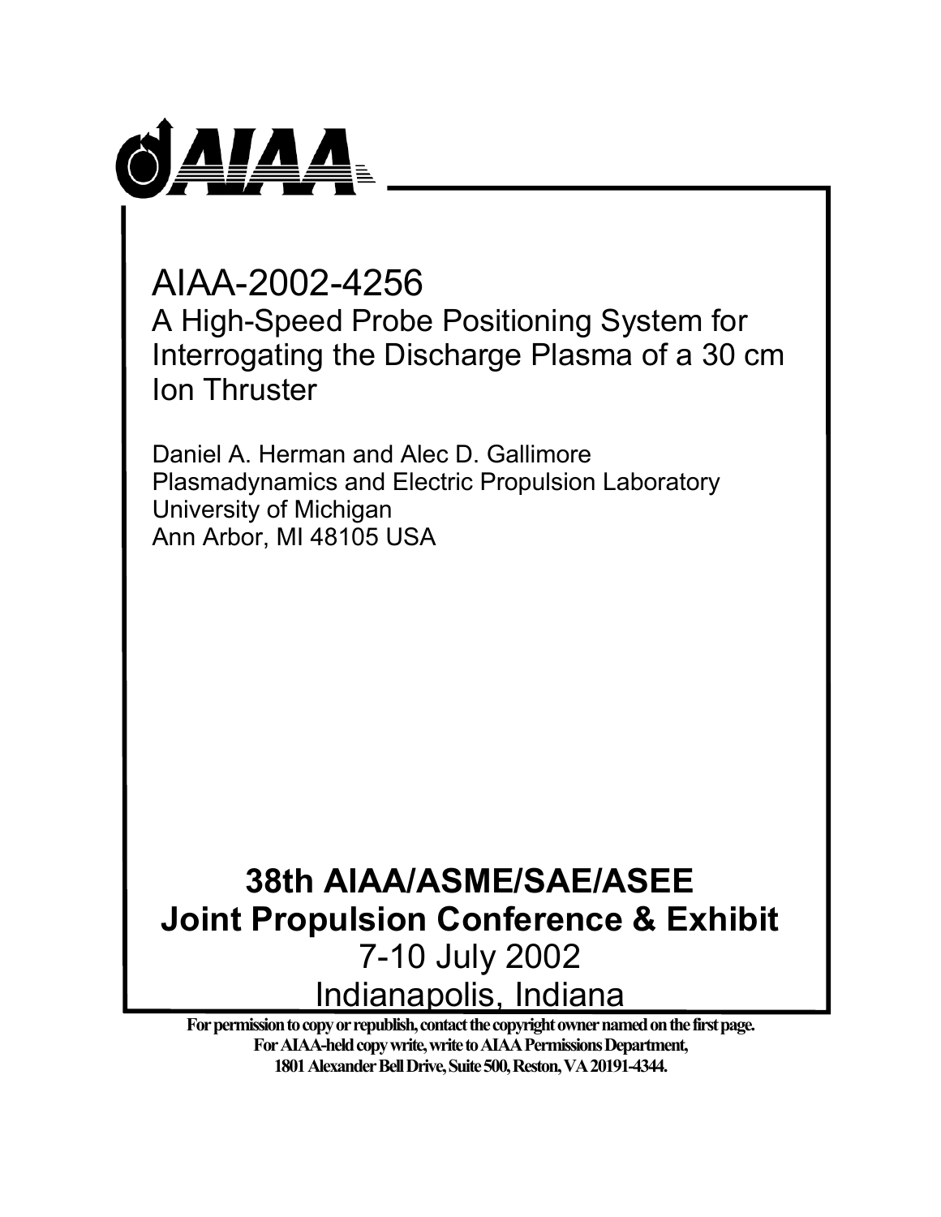AIAA

# AIAA-2002-4256

## A High-Speed Probe Positioning System for Interrogating the Discharge Plasma of a 30 cm Ion Thruster

Daniel A. Herman and Alec D. Gallimore
Plasmadynamics and Electric Propulsion Laboratory
University of Michigan
Ann Arbor, MI 48105 USA

**38th AIAA/ASME/SAE/ASEE**
**Joint Propulsion Conference & Exhibit**
7-10 July 2002
Indianapolis, Indiana

**For permission to copy or republish, contact the copyright owner named on the first page.**
**For AIAA-held copy write, write to AIAA Permissions Department,**
**1801 Alexander Bell Drive, Suite 500, Reston, VA 20191-4344.**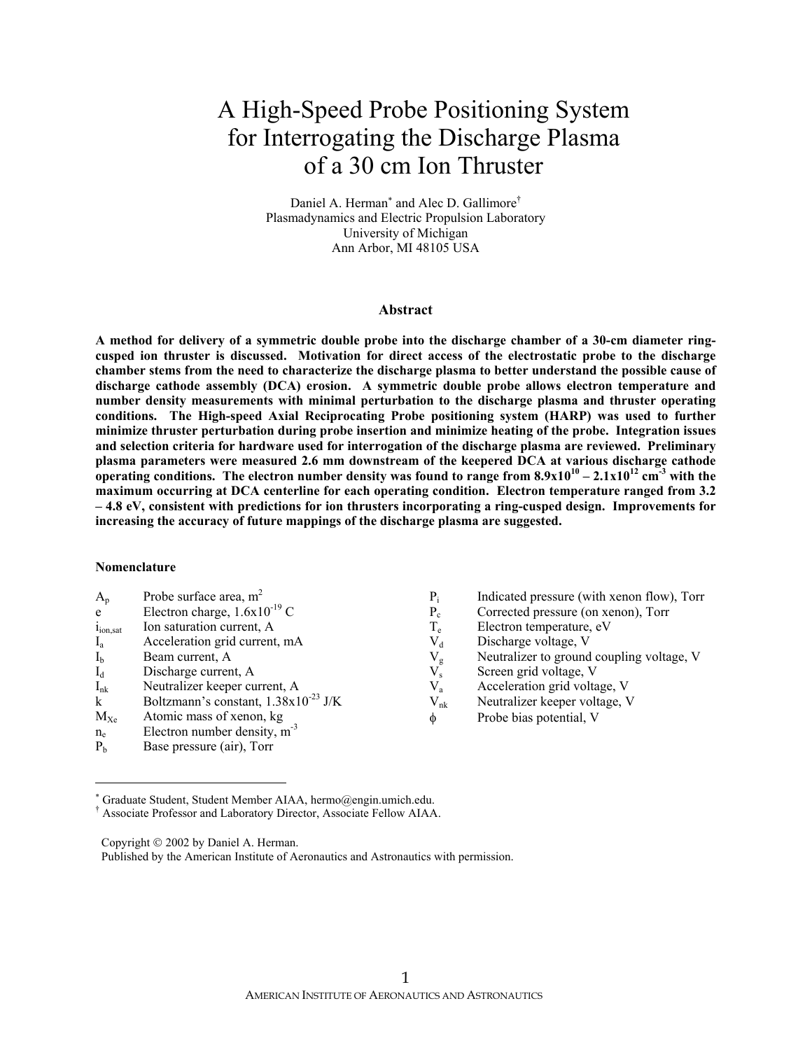# A High-Speed Probe Positioning System for Interrogating the Discharge Plasma of a 30 cm Ion Thruster

Daniel A. Herman[*] and Alec D. Gallimore[†]
Plasmadynamics and Electric Propulsion Laboratory
University of Michigan
Ann Arbor, MI 48105 USA

## Abstract

**A method for delivery of a symmetric double probe into the discharge chamber of a 30-cm diameter ring-cusped ion thruster is discussed. Motivation for direct access of the electrostatic probe to the discharge chamber stems from the need to characterize the discharge plasma to better understand the possible cause of discharge cathode assembly (DCA) erosion. A symmetric double probe allows electron temperature and number density measurements with minimal perturbation to the discharge plasma and thruster operating conditions. The High-speed Axial Reciprocating Probe positioning system (HARP) was used to further minimize thruster perturbation during probe insertion and minimize heating of the probe. Integration issues and selection criteria for hardware used for interrogation of the discharge plasma are reviewed. Preliminary plasma parameters were measured 2.6 mm downstream of the keepered DCA at various discharge cathode operating conditions. The electron number density was found to range from $8.9 \times 10^{10}$ – $2.1 \times 10^{12}$ cm$^{-3}$ with the maximum occurring at DCA centerline for each operating condition. Electron temperature ranged from 3.2 – 4.8 eV, consistent with predictions for ion thrusters incorporating a ring-cusped design. Improvements for increasing the accuracy of future mappings of the discharge plasma are suggested.**

### Nomenclature

| | |
|---|---|
| $A_p$ | Probe surface area, m$^2$ |
| $e$ | Electron charge, $1.6 \times 10^{-19}$ C |
| $i_{ion,sat}$ | Ion saturation current, A |
| $I_a$ | Acceleration grid current, mA |
| $I_b$ | Beam current, A |
| $I_d$ | Discharge current, A |
| $I_{nk}$ | Neutralizer keeper current, A |
| $k$ | Boltzmann's constant, $1.38 \times 10^{-23}$ J/K |
| $M_{Xe}$ | Atomic mass of xenon, kg |
| $n_e$ | Electron number density, m$^{-3}$ |
| $P_b$ | Base pressure (air), Torr |
| $P_i$ | Indicated pressure (with xenon flow), Torr |
| $P_c$ | Corrected pressure (on xenon), Torr |
| $T_e$ | Electron temperature, eV |
| $V_d$ | Discharge voltage, V |
| $V_g$ | Neutralizer to ground coupling voltage, V |
| $V_s$ | Screen grid voltage, V |
| $V_a$ | Acceleration grid voltage, V |
| $V_{nk}$ | Neutralizer keeper voltage, V |
| $\phi$ | Probe bias potential, V |

---

[*] Graduate Student, Student Member AIAA, hermo@engin.umich.edu.
[†] Associate Professor and Laboratory Director, Associate Fellow AIAA.

Copyright © 2002 by Daniel A. Herman.
Published by the American Institute of Aeronautics and Astronautics with permission.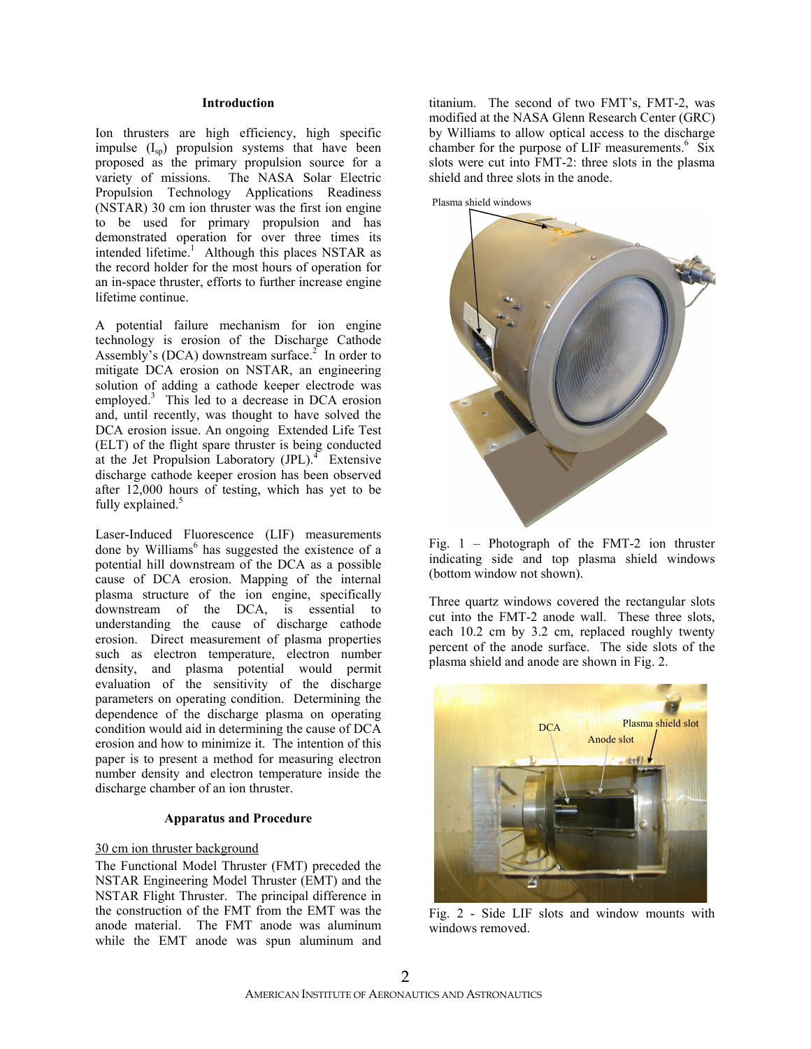## Introduction

Ion thrusters are high efficiency, high specific impulse ($I_{sp}$) propulsion systems that have been proposed as the primary propulsion source for a variety of missions. The NASA Solar Electric Propulsion Technology Applications Readiness (NSTAR) 30 cm ion thruster was the first ion engine to be used for primary propulsion and has demonstrated operation for over three times its intended lifetime.[1] Although this places NSTAR as the record holder for the most hours of operation for an in-space thruster, efforts to further increase engine lifetime continue.

A potential failure mechanism for ion engine technology is erosion of the Discharge Cathode Assembly's (DCA) downstream surface.[2] In order to mitigate DCA erosion on NSTAR, an engineering solution of adding a cathode keeper electrode was employed.[3] This led to a decrease in DCA erosion and, until recently, was thought to have solved the DCA erosion issue. An ongoing Extended Life Test (ELT) of the flight spare thruster is being conducted at the Jet Propulsion Laboratory (JPL).[4] Extensive discharge cathode keeper erosion has been observed after 12,000 hours of testing, which has yet to be fully explained.[5]

Laser-Induced Fluorescence (LIF) measurements done by Williams[6] has suggested the existence of a potential hill downstream of the DCA as a possible cause of DCA erosion. Mapping of the internal plasma structure of the ion engine, specifically downstream of the DCA, is essential to understanding the cause of discharge cathode erosion. Direct measurement of plasma properties such as electron temperature, electron number density, and plasma potential would permit evaluation of the sensitivity of the discharge parameters on operating condition. Determining the dependence of the discharge plasma on operating condition would aid in determining the cause of DCA erosion and how to minimize it. The intention of this paper is to present a method for measuring electron number density and electron temperature inside the discharge chamber of an ion thruster.

## Apparatus and Procedure

### 30 cm ion thruster background

The Functional Model Thruster (FMT) preceded the NSTAR Engineering Model Thruster (EMT) and the NSTAR Flight Thruster. The principal difference in the construction of the FMT from the EMT was the anode material. The FMT anode was aluminum while the EMT anode was spun aluminum and titanium. The second of two FMT's, FMT-2, was modified at the NASA Glenn Research Center (GRC) by Williams to allow optical access to the discharge chamber for the purpose of LIF measurements.[6] Six slots were cut into FMT-2: three slots in the plasma shield and three slots in the anode.

Fig. 1 – Photograph of the FMT-2 ion thruster indicating side and top plasma shield windows (bottom window not shown).

Three quartz windows covered the rectangular slots cut into the FMT-2 anode wall. These three slots, each 10.2 cm by 3.2 cm, replaced roughly twenty percent of the anode surface. The side slots of the plasma shield and anode are shown in Fig. 2.

Fig. 2 - Side LIF slots and window mounts with windows removed.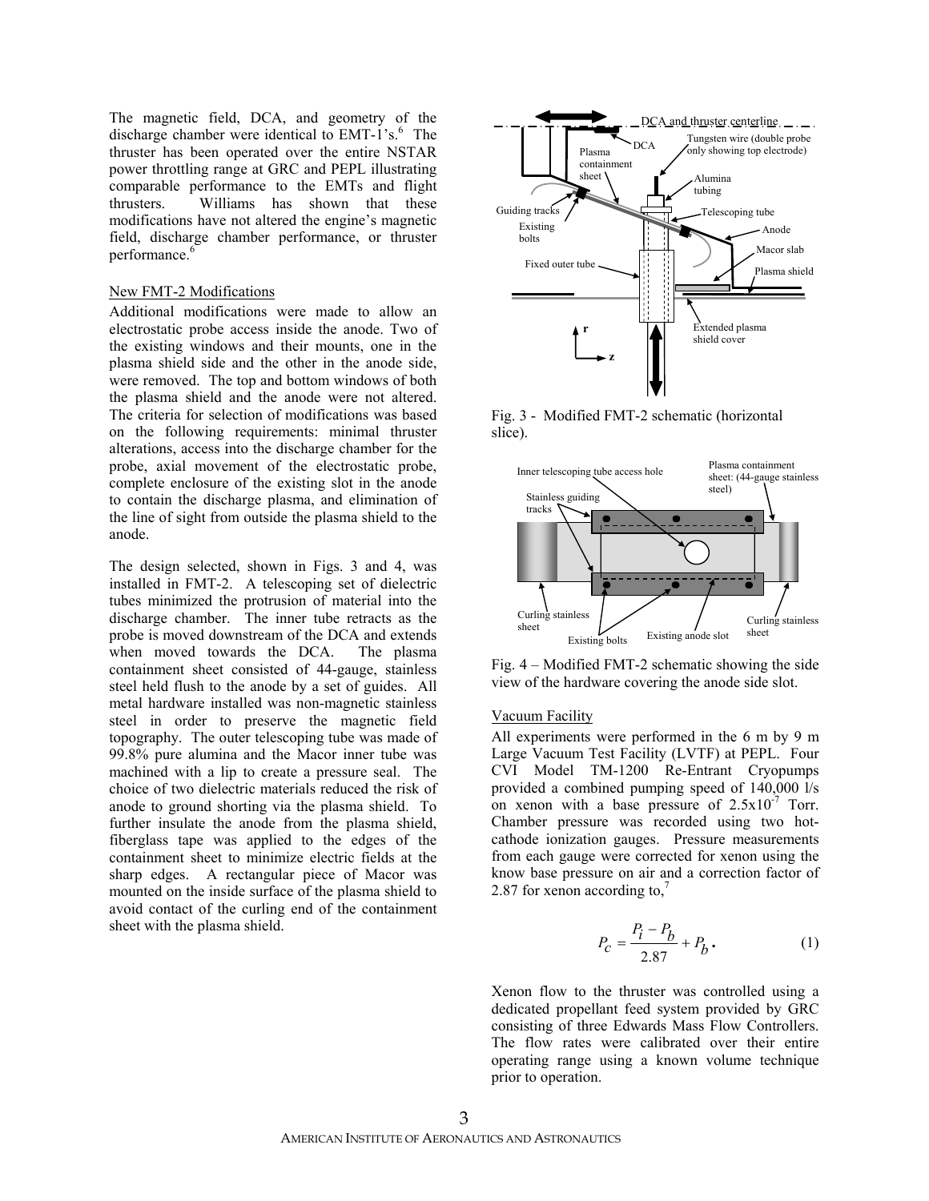The magnetic field, DCA, and geometry of the discharge chamber were identical to EMT-1's.[6] The thruster has been operated over the entire NSTAR power throttling range at GRC and PEPL illustrating comparable performance to the EMTs and flight thrusters. Williams has shown that these modifications have not altered the engine's magnetic field, discharge chamber performance, or thruster performance.[6]

### New FMT-2 Modifications

Additional modifications were made to allow an electrostatic probe access inside the anode. Two of the existing windows and their mounts, one in the plasma shield side and the other in the anode side, were removed. The top and bottom windows of both the plasma shield and the anode were not altered. The criteria for selection of modifications was based on the following requirements: minimal thruster alterations, access into the discharge chamber for the probe, axial movement of the electrostatic probe, complete enclosure of the existing slot in the anode to contain the discharge plasma, and elimination of the line of sight from outside the plasma shield to the anode.

The design selected, shown in Figs. 3 and 4, was installed in FMT-2. A telescoping set of dielectric tubes minimized the protrusion of material into the discharge chamber. The inner tube retracts as the probe is moved downstream of the DCA and extends when moved towards the DCA. The plasma containment sheet consisted of 44-gauge, stainless steel held flush to the anode by a set of guides. All metal hardware installed was non-magnetic stainless steel in order to preserve the magnetic field topography. The outer telescoping tube was made of 99.8% pure alumina and the Macor inner tube was machined with a lip to create a pressure seal. The choice of two dielectric materials reduced the risk of anode to ground shorting via the plasma shield. To further insulate the anode from the plasma shield, fiberglass tape was applied to the edges of the containment sheet to minimize electric fields at the sharp edges. A rectangular piece of Macor was mounted on the inside surface of the plasma shield to avoid contact of the curling end of the containment sheet with the plasma shield.

Fig. 3 - Modified FMT-2 schematic (horizontal slice).

Fig. 4 – Modified FMT-2 schematic showing the side view of the hardware covering the anode side slot.

### Vacuum Facility

All experiments were performed in the 6 m by 9 m Large Vacuum Test Facility (LVTF) at PEPL. Four CVI Model TM-1200 Re-Entrant Cryopumps provided a combined pumping speed of 140,000 l/s on xenon with a base pressure of $2.5 \times 10^{-7}$ Torr. Chamber pressure was recorded using two hot-cathode ionization gauges. Pressure measurements from each gauge were corrected for xenon using the know base pressure on air and a correction factor of 2.87 for xenon according to,[7]

$$P_c = \frac{P_i - P_b}{2.87} + P_b. \tag{1}$$

Xenon flow to the thruster was controlled using a dedicated propellant feed system provided by GRC consisting of three Edwards Mass Flow Controllers. The flow rates were calibrated over their entire operating range using a known volume technique prior to operation.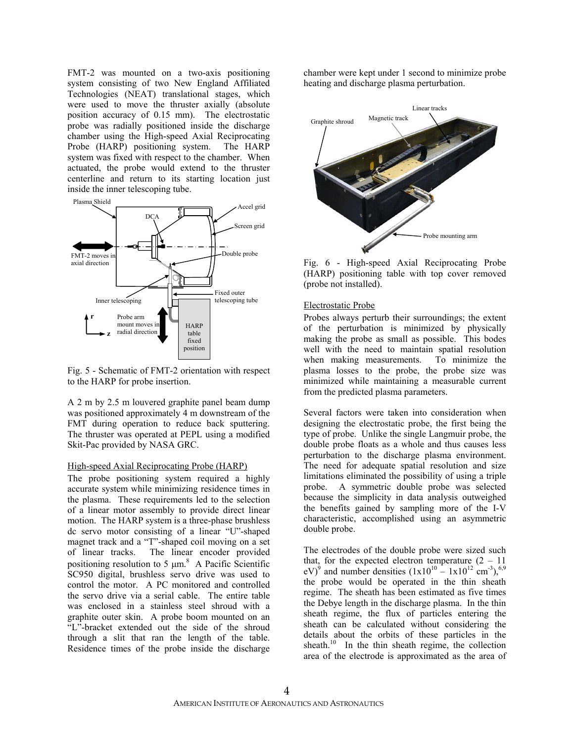FMT-2 was mounted on a two-axis positioning system consisting of two New England Affiliated Technologies (NEAT) translational stages, which were used to move the thruster axially (absolute position accuracy of 0.15 mm). The electrostatic probe was radially positioned inside the discharge chamber using the High-speed Axial Reciprocating Probe (HARP) positioning system. The HARP system was fixed with respect to the chamber. When actuated, the probe would extend to the thruster centerline and return to its starting location just inside the inner telescoping tube.

Fig. 5 - Schematic of FMT-2 orientation with respect to the HARP for probe insertion.

A 2 m by 2.5 m louvered graphite panel beam dump was positioned approximately 4 m downstream of the FMT during operation to reduce back sputtering. The thruster was operated at PEPL using a modified Skit-Pac provided by NASA GRC.

### High-speed Axial Reciprocating Probe (HARP)

The probe positioning system required a highly accurate system while minimizing residence times in the plasma. These requirements led to the selection of a linear motor assembly to provide direct linear motion. The HARP system is a three-phase brushless dc servo motor consisting of a linear "U"-shaped magnet track and a "T"-shaped coil moving on a set of linear tracks. The linear encoder provided positioning resolution to 5 µm.[8] A Pacific Scientific SC950 digital, brushless servo drive was used to control the motor. A PC monitored and controlled the servo drive via a serial cable. The entire table was enclosed in a stainless steel shroud with a graphite outer skin. A probe boom mounted on an "L"-bracket extended out the side of the shroud through a slit that ran the length of the table. Residence times of the probe inside the discharge chamber were kept under 1 second to minimize probe heating and discharge plasma perturbation.

Fig. 6 - High-speed Axial Reciprocating Probe (HARP) positioning table with top cover removed (probe not installed).

### Electrostatic Probe

Probes always perturb their surroundings; the extent of the perturbation is minimized by physically making the probe as small as possible. This bodes well with the need to maintain spatial resolution when making measurements. To minimize the plasma losses to the probe, the probe size was minimized while maintaining a measurable current from the predicted plasma parameters.

Several factors were taken into consideration when designing the electrostatic probe, the first being the type of probe. Unlike the single Langmuir probe, the double probe floats as a whole and thus causes less perturbation to the discharge plasma environment. The need for adequate spatial resolution and size limitations eliminated the possibility of using a triple probe. A symmetric double probe was selected because the simplicity in data analysis outweighed the benefits gained by sampling more of the I-V characteristic, accomplished using an asymmetric double probe.

The electrodes of the double probe were sized such that, for the expected electron temperature (2 – 11 eV)[9] and number densities ($1\times10^{10}$ – $1\times10^{12}$ cm$^{-3}$),[6,9] the probe would be operated in the thin sheath regime. The sheath has been estimated as five times the Debye length in the discharge plasma. In the thin sheath regime, the flux of particles entering the sheath can be calculated without considering the details about the orbits of these particles in the sheath.[10] In the thin sheath regime, the collection area of the electrode is approximated as the area of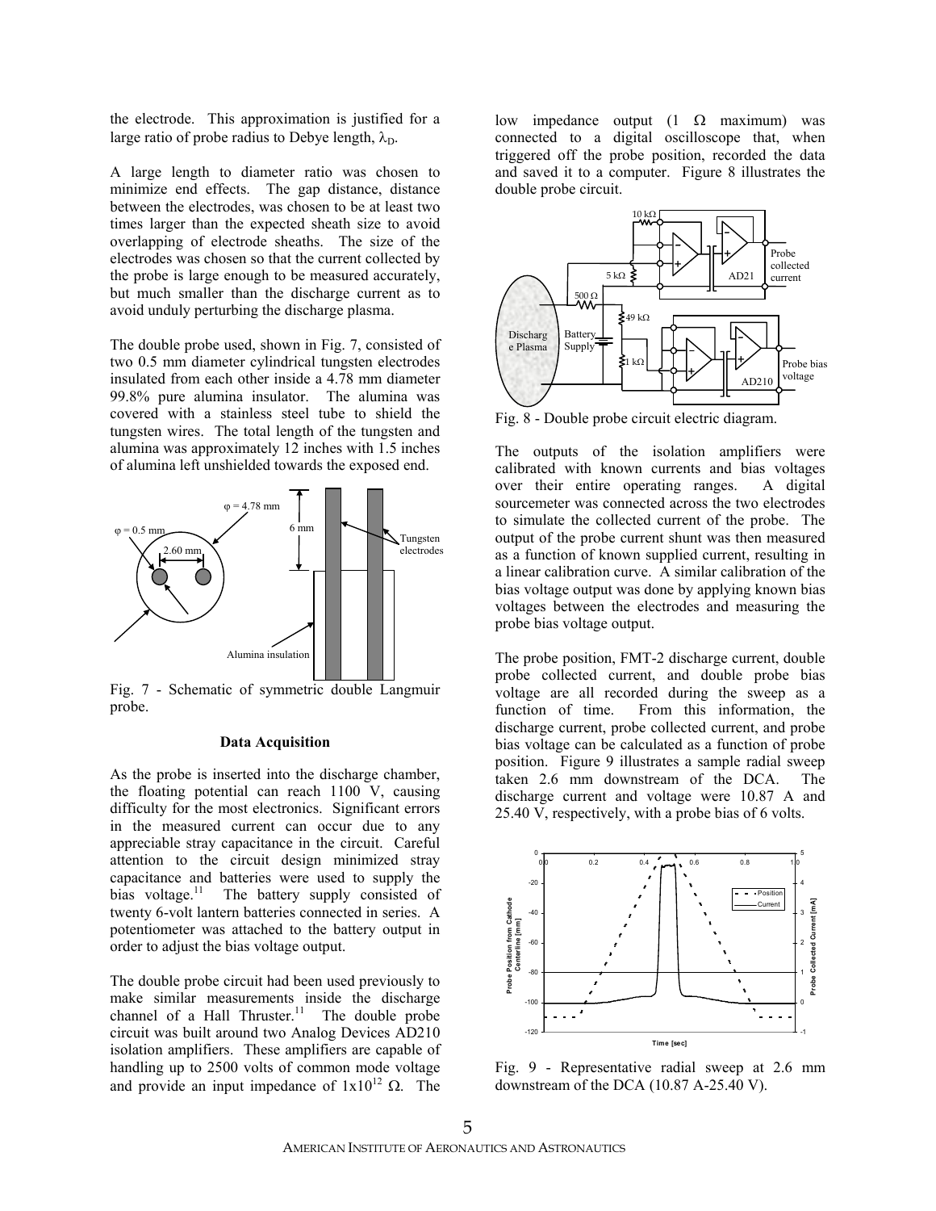the electrode. This approximation is justified for a large ratio of probe radius to Debye length, $\lambda_D$.

A large length to diameter ratio was chosen to minimize end effects. The gap distance, distance between the electrodes, was chosen to be at least two times larger than the expected sheath size to avoid overlapping of electrode sheaths. The size of the electrodes was chosen so that the current collected by the probe is large enough to be measured accurately, but much smaller than the discharge current as to avoid unduly perturbing the discharge plasma.

The double probe used, shown in Fig. 7, consisted of two 0.5 mm diameter cylindrical tungsten electrodes insulated from each other inside a 4.78 mm diameter 99.8% pure alumina insulator. The alumina was covered with a stainless steel tube to shield the tungsten wires. The total length of the tungsten and alumina was approximately 12 inches with 1.5 inches of alumina left unshielded towards the exposed end.

Fig. 7 - Schematic of symmetric double Langmuir probe.

### Data Acquisition

As the probe is inserted into the discharge chamber, the floating potential can reach 1100 V, causing difficulty for the most electronics. Significant errors in the measured current can occur due to any appreciable stray capacitance in the circuit. Careful attention to the circuit design minimized stray capacitance and batteries were used to supply the bias voltage.[11] The battery supply consisted of twenty 6-volt lantern batteries connected in series. A potentiometer was attached to the battery output in order to adjust the bias voltage output.

The double probe circuit had been used previously to make similar measurements inside the discharge channel of a Hall Thruster.[11] The double probe circuit was built around two Analog Devices AD210 isolation amplifiers. These amplifiers are capable of handling up to 2500 volts of common mode voltage and provide an input impedance of $1\times10^{12}$ Ω. The low impedance output (1 Ω maximum) was connected to a digital oscilloscope that, when triggered off the probe position, recorded the data and saved it to a computer. Figure 8 illustrates the double probe circuit.

Fig. 8 - Double probe circuit electric diagram.

The outputs of the isolation amplifiers were calibrated with known currents and bias voltages over their entire operating ranges. A digital sourcemeter was connected across the two electrodes to simulate the collected current of the probe. The output of the probe current shunt was then measured as a function of known supplied current, resulting in a linear calibration curve. A similar calibration of the bias voltage output was done by applying known bias voltages between the electrodes and measuring the probe bias voltage output.

The probe position, FMT-2 discharge current, double probe collected current, and double probe bias voltage are all recorded during the sweep as a function of time. From this information, the discharge current, probe collected current, and probe bias voltage can be calculated as a function of probe position. Figure 9 illustrates a sample radial sweep taken 2.6 mm downstream of the DCA. The discharge current and voltage were 10.87 A and 25.40 V, respectively, with a probe bias of 6 volts.

Fig. 9 - Representative radial sweep at 2.6 mm downstream of the DCA (10.87 A-25.40 V).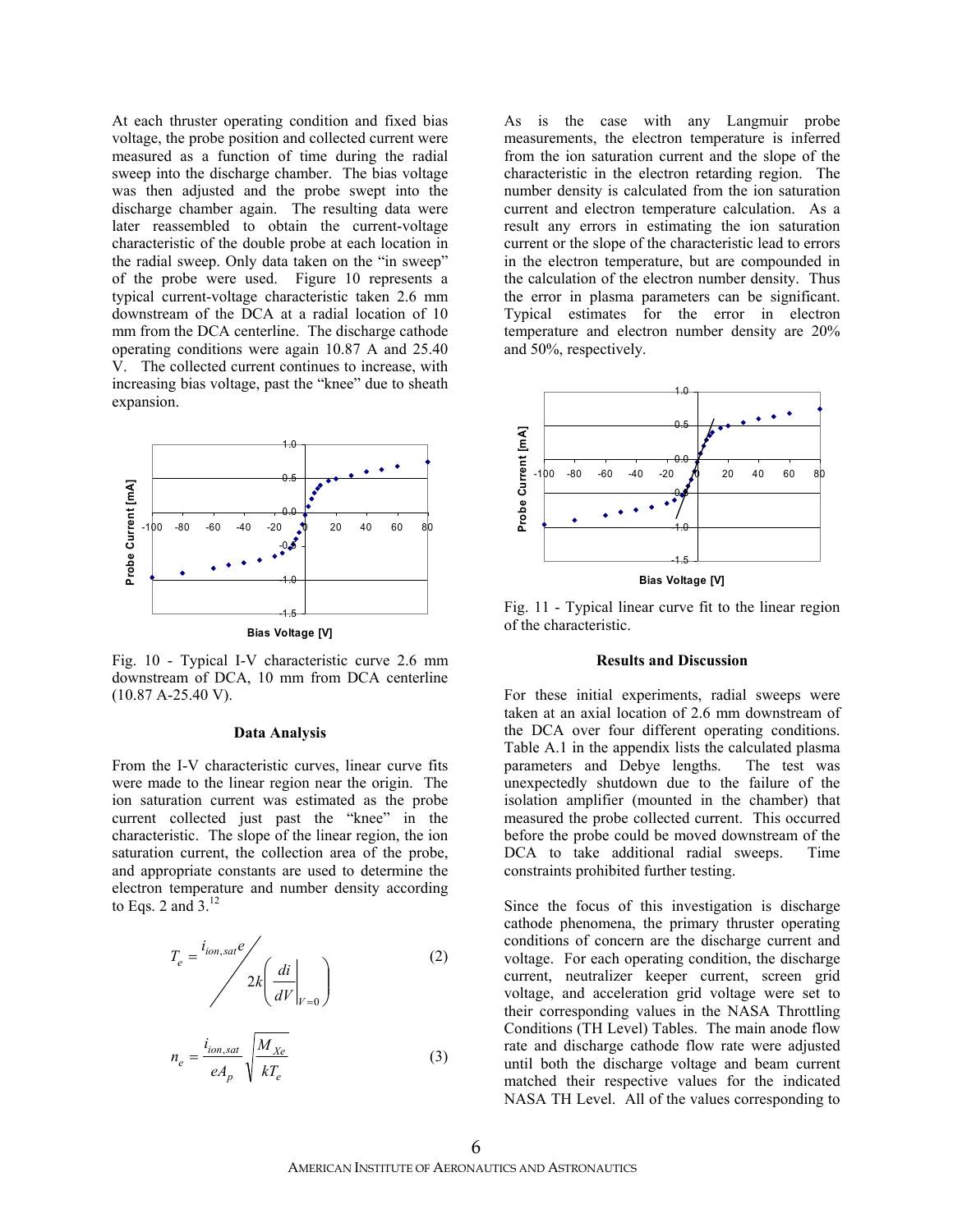At each thruster operating condition and fixed bias voltage, the probe position and collected current were measured as a function of time during the radial sweep into the discharge chamber. The bias voltage was then adjusted and the probe swept into the discharge chamber again. The resulting data were later reassembled to obtain the current-voltage characteristic of the double probe at each location in the radial sweep. Only data taken on the "in sweep" of the probe were used. Figure 10 represents a typical current-voltage characteristic taken 2.6 mm downstream of the DCA at a radial location of 10 mm from the DCA centerline. The discharge cathode operating conditions were again 10.87 A and 25.40 V. The collected current continues to increase, with increasing bias voltage, past the "knee" due to sheath expansion.

Fig. 10 - Typical I-V characteristic curve 2.6 mm downstream of DCA, 10 mm from DCA centerline (10.87 A-25.40 V).

## Data Analysis

From the I-V characteristic curves, linear curve fits were made to the linear region near the origin. The ion saturation current was estimated as the probe current collected just past the "knee" in the characteristic. The slope of the linear region, the ion saturation current, the collection area of the probe, and appropriate constants are used to determine the electron temperature and number density according to Eqs. 2 and 3.[12]

$$T_e = \frac{i_{ion,sat}e}{2k\left(\left.\frac{di}{dV}\right|_{V=0}\right)} \tag{2}$$

$$n_e = \frac{i_{ion,sat}}{eA_p}\sqrt{\frac{M_{Xe}}{kT_e}} \tag{3}$$

As is the case with any Langmuir probe measurements, the electron temperature is inferred from the ion saturation current and the slope of the characteristic in the electron retarding region. The number density is calculated from the ion saturation current and electron temperature calculation. As a result any errors in estimating the ion saturation current or the slope of the characteristic lead to errors in the electron temperature, but are compounded in the calculation of the electron number density. Thus the error in plasma parameters can be significant. Typical estimates for the error in electron temperature and electron number density are 20% and 50%, respectively.

Fig. 11 - Typical linear curve fit to the linear region of the characteristic.

## Results and Discussion

For these initial experiments, radial sweeps were taken at an axial location of 2.6 mm downstream of the DCA over four different operating conditions. Table A.1 in the appendix lists the calculated plasma parameters and Debye lengths. The test was unexpectedly shutdown due to the failure of the isolation amplifier (mounted in the chamber) that measured the probe collected current. This occurred before the probe could be moved downstream of the DCA to take additional radial sweeps. Time constraints prohibited further testing.

Since the focus of this investigation is discharge cathode phenomena, the primary thruster operating conditions of concern are the discharge current and voltage. For each operating condition, the discharge current, neutralizer keeper current, screen grid voltage, and acceleration grid voltage were set to their corresponding values in the NASA Throttling Conditions (TH Level) Tables. The main anode flow rate and discharge cathode flow rate were adjusted until both the discharge voltage and beam current matched their respective values for the indicated NASA TH Level. All of the values corresponding to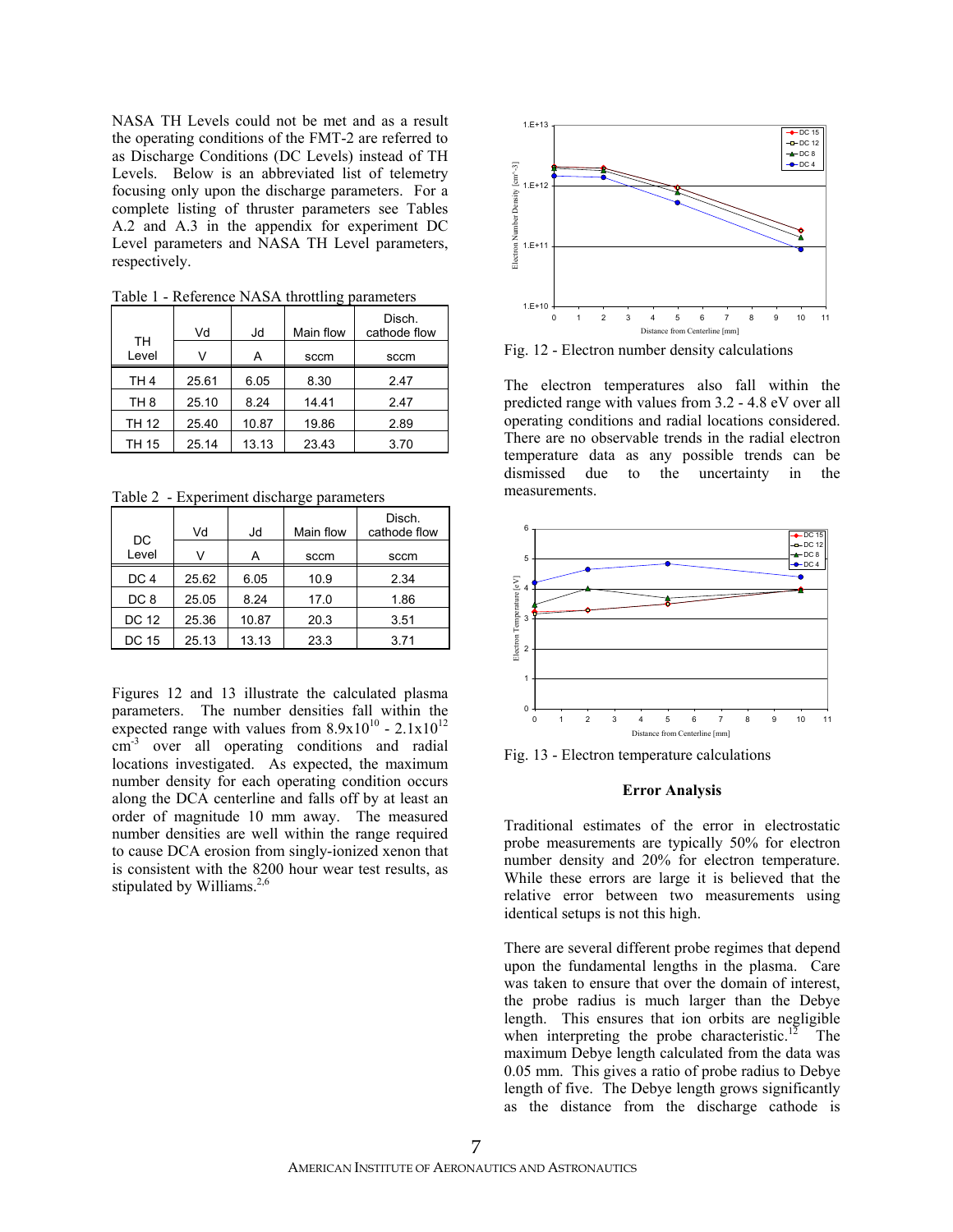NASA TH Levels could not be met and as a result the operating conditions of the FMT-2 are referred to as Discharge Conditions (DC Levels) instead of TH Levels. Below is an abbreviated list of telemetry focusing only upon the discharge parameters. For a complete listing of thruster parameters see Tables A.2 and A.3 in the appendix for experiment DC Level parameters and NASA TH Level parameters, respectively.

Table 1 - Reference NASA throttling parameters

| TH Level | Vd | Jd | Main flow | Disch. cathode flow |
|---|---|---|---|---|
| | V | A | sccm | sccm |
| TH 4 | 25.61 | 6.05 | 8.30 | 2.47 |
| TH 8 | 25.10 | 8.24 | 14.41 | 2.47 |
| TH 12 | 25.40 | 10.87 | 19.86 | 2.89 |
| TH 15 | 25.14 | 13.13 | 23.43 | 3.70 |

Table 2 - Experiment discharge parameters

| DC Level | Vd | Jd | Main flow | Disch. cathode flow |
|---|---|---|---|---|
| | V | A | sccm | sccm |
| DC 4 | 25.62 | 6.05 | 10.9 | 2.34 |
| DC 8 | 25.05 | 8.24 | 17.0 | 1.86 |
| DC 12 | 25.36 | 10.87 | 20.3 | 3.51 |
| DC 15 | 25.13 | 13.13 | 23.3 | 3.71 |

Figures 12 and 13 illustrate the calculated plasma parameters. The number densities fall within the expected range with values from $8.9 \times 10^{10}$ - $2.1 \times 10^{12}$ $cm^{-3}$ over all operating conditions and radial locations investigated. As expected, the maximum number density for each operating condition occurs along the DCA centerline and falls off by at least an order of magnitude 10 mm away. The measured number densities are well within the range required to cause DCA erosion from singly-ionized xenon that is consistent with the 8200 hour wear test results, as stipulated by Williams.[2,6]

Fig. 12 - Electron number density calculations

The electron temperatures also fall within the predicted range with values from 3.2 - 4.8 eV over all operating conditions and radial locations considered. There are no observable trends in the radial electron temperature data as any possible trends can be dismissed due to the uncertainty in the measurements.

Fig. 13 - Electron temperature calculations

## Error Analysis

Traditional estimates of the error in electrostatic probe measurements are typically 50% for electron number density and 20% for electron temperature. While these errors are large it is believed that the relative error between two measurements using identical setups is not this high.

There are several different probe regimes that depend upon the fundamental lengths in the plasma. Care was taken to ensure that over the domain of interest, the probe radius is much larger than the Debye length. This ensures that ion orbits are negligible when interpreting the probe characteristic.[12] The maximum Debye length calculated from the data was 0.05 mm. This gives a ratio of probe radius to Debye length of five. The Debye length grows significantly as the distance from the discharge cathode is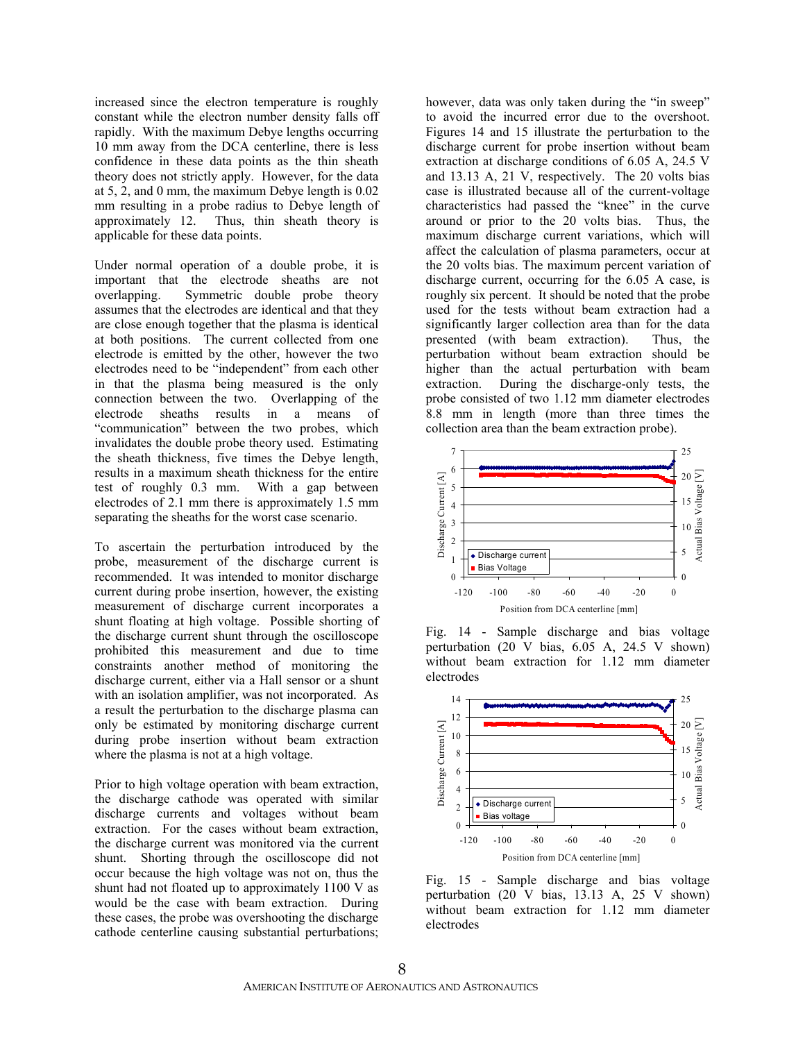increased since the electron temperature is roughly constant while the electron number density falls off rapidly. With the maximum Debye lengths occurring 10 mm away from the DCA centerline, there is less confidence in these data points as the thin sheath theory does not strictly apply. However, for the data at 5, 2, and 0 mm, the maximum Debye length is 0.02 mm resulting in a probe radius to Debye length of approximately 12. Thus, thin sheath theory is applicable for these data points.

Under normal operation of a double probe, it is important that the electrode sheaths are not overlapping. Symmetric double probe theory assumes that the electrodes are identical and that they are close enough together that the plasma is identical at both positions. The current collected from one electrode is emitted by the other, however the two electrodes need to be "independent" from each other in that the plasma being measured is the only connection between the two. Overlapping of the electrode sheaths results in a means of "communication" between the two probes, which invalidates the double probe theory used. Estimating the sheath thickness, five times the Debye length, results in a maximum sheath thickness for the entire test of roughly 0.3 mm. With a gap between electrodes of 2.1 mm there is approximately 1.5 mm separating the sheaths for the worst case scenario.

To ascertain the perturbation introduced by the probe, measurement of the discharge current is recommended. It was intended to monitor discharge current during probe insertion, however, the existing measurement of discharge current incorporates a shunt floating at high voltage. Possible shorting of the discharge current shunt through the oscilloscope prohibited this measurement and due to time constraints another method of monitoring the discharge current, either via a Hall sensor or a shunt with an isolation amplifier, was not incorporated. As a result the perturbation to the discharge plasma can only be estimated by monitoring discharge current during probe insertion without beam extraction where the plasma is not at a high voltage.

Prior to high voltage operation with beam extraction, the discharge cathode was operated with similar discharge currents and voltages without beam extraction. For the cases without beam extraction, the discharge current was monitored via the current shunt. Shorting through the oscilloscope did not occur because the high voltage was not on, thus the shunt had not floated up to approximately 1100 V as would be the case with beam extraction. During these cases, the probe was overshooting the discharge cathode centerline causing substantial perturbations; however, data was only taken during the "in sweep" to avoid the incurred error due to the overshoot. Figures 14 and 15 illustrate the perturbation to the discharge current for probe insertion without beam extraction at discharge conditions of 6.05 A, 24.5 V and 13.13 A, 21 V, respectively. The 20 volts bias case is illustrated because all of the current-voltage characteristics had passed the "knee" in the curve around or prior to the 20 volts bias. Thus, the maximum discharge current variations, which will affect the calculation of plasma parameters, occur at the 20 volts bias. The maximum percent variation of discharge current, occurring for the 6.05 A case, is roughly six percent. It should be noted that the probe used for the tests without beam extraction had a significantly larger collection area than for the data presented (with beam extraction). Thus, the perturbation without beam extraction should be higher than the actual perturbation with beam extraction. During the discharge-only tests, the probe consisted of two 1.12 mm diameter electrodes 8.8 mm in length (more than three times the collection area than the beam extraction probe).

Fig. 14 - Sample discharge and bias voltage perturbation (20 V bias, 6.05 A, 24.5 V shown) without beam extraction for 1.12 mm diameter electrodes

Fig. 15 - Sample discharge and bias voltage perturbation (20 V bias, 13.13 A, 25 V shown) without beam extraction for 1.12 mm diameter electrodes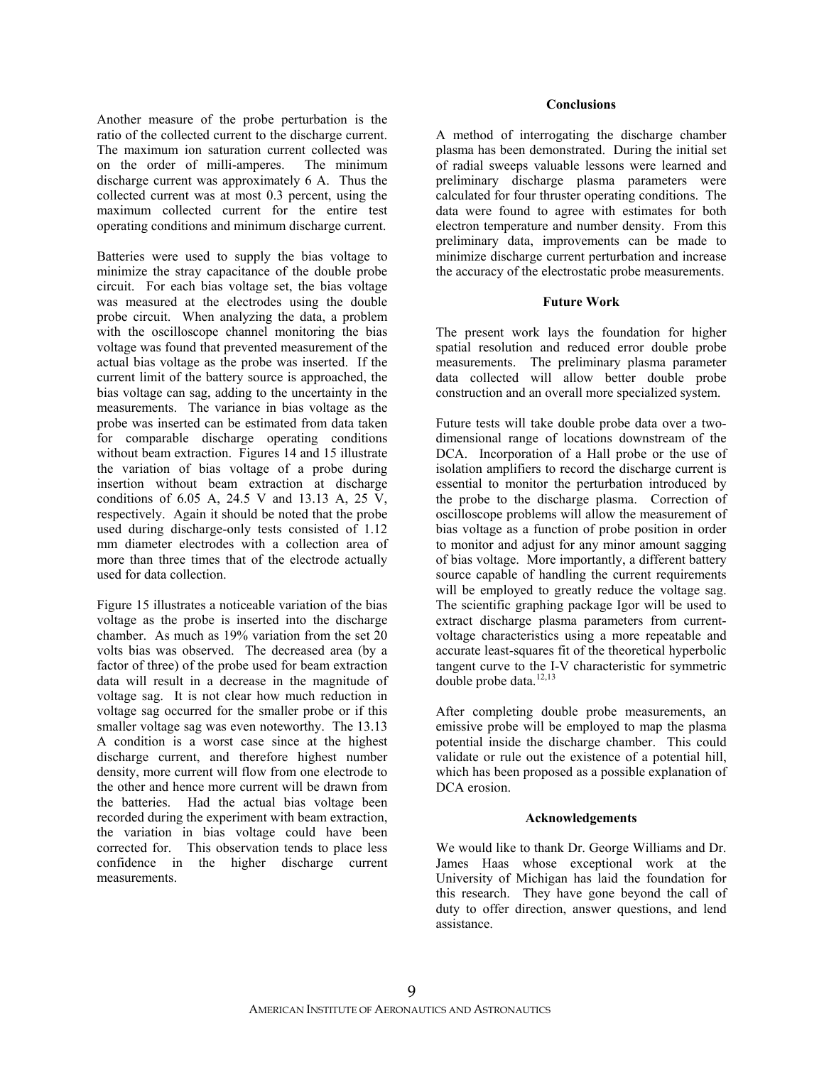Another measure of the probe perturbation is the ratio of the collected current to the discharge current. The maximum ion saturation current collected was on the order of milli-amperes. The minimum discharge current was approximately 6 A. Thus the collected current was at most 0.3 percent, using the maximum collected current for the entire test operating conditions and minimum discharge current.

Batteries were used to supply the bias voltage to minimize the stray capacitance of the double probe circuit. For each bias voltage set, the bias voltage was measured at the electrodes using the double probe circuit. When analyzing the data, a problem with the oscilloscope channel monitoring the bias voltage was found that prevented measurement of the actual bias voltage as the probe was inserted. If the current limit of the battery source is approached, the bias voltage can sag, adding to the uncertainty in the measurements. The variance in bias voltage as the probe was inserted can be estimated from data taken for comparable discharge operating conditions without beam extraction. Figures 14 and 15 illustrate the variation of bias voltage of a probe during insertion without beam extraction at discharge conditions of 6.05 A, 24.5 V and 13.13 A, 25 V, respectively. Again it should be noted that the probe used during discharge-only tests consisted of 1.12 mm diameter electrodes with a collection area of more than three times that of the electrode actually used for data collection.

Figure 15 illustrates a noticeable variation of the bias voltage as the probe is inserted into the discharge chamber. As much as 19% variation from the set 20 volts bias was observed. The decreased area (by a factor of three) of the probe used for beam extraction data will result in a decrease in the magnitude of voltage sag. It is not clear how much reduction in voltage sag occurred for the smaller probe or if this smaller voltage sag was even noteworthy. The 13.13 A condition is a worst case since at the highest discharge current, and therefore highest number density, more current will flow from one electrode to the other and hence more current will be drawn from the batteries. Had the actual bias voltage been recorded during the experiment with beam extraction, the variation in bias voltage could have been corrected for. This observation tends to place less confidence in the higher discharge current measurements.

## Conclusions

A method of interrogating the discharge chamber plasma has been demonstrated. During the initial set of radial sweeps valuable lessons were learned and preliminary discharge plasma parameters were calculated for four thruster operating conditions. The data were found to agree with estimates for both electron temperature and number density. From this preliminary data, improvements can be made to minimize discharge current perturbation and increase the accuracy of the electrostatic probe measurements.

## Future Work

The present work lays the foundation for higher spatial resolution and reduced error double probe measurements. The preliminary plasma parameter data collected will allow better double probe construction and an overall more specialized system.

Future tests will take double probe data over a two-dimensional range of locations downstream of the DCA. Incorporation of a Hall probe or the use of isolation amplifiers to record the discharge current is essential to monitor the perturbation introduced by the probe to the discharge plasma. Correction of oscilloscope problems will allow the measurement of bias voltage as a function of probe position in order to monitor and adjust for any minor amount sagging of bias voltage. More importantly, a different battery source capable of handling the current requirements will be employed to greatly reduce the voltage sag. The scientific graphing package Igor will be used to extract discharge plasma parameters from current-voltage characteristics using a more repeatable and accurate least-squares fit of the theoretical hyperbolic tangent curve to the I-V characteristic for symmetric double probe data.[12,13]

After completing double probe measurements, an emissive probe will be employed to map the plasma potential inside the discharge chamber. This could validate or rule out the existence of a potential hill, which has been proposed as a possible explanation of DCA erosion.

## Acknowledgements

We would like to thank Dr. George Williams and Dr. James Haas whose exceptional work at the University of Michigan has laid the foundation for this research. They have gone beyond the call of duty to offer direction, answer questions, and lend assistance.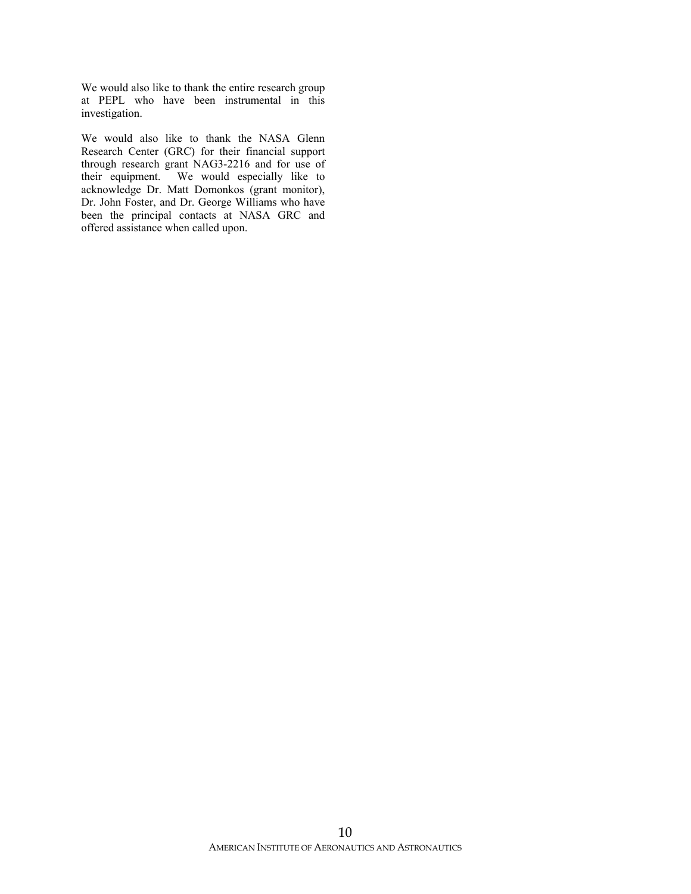We would also like to thank the entire research group at PEPL who have been instrumental in this investigation.

We would also like to thank the NASA Glenn Research Center (GRC) for their financial support through research grant NAG3-2216 and for use of their equipment. We would especially like to acknowledge Dr. Matt Domonkos (grant monitor), Dr. John Foster, and Dr. George Williams who have been the principal contacts at NASA GRC and offered assistance when called upon.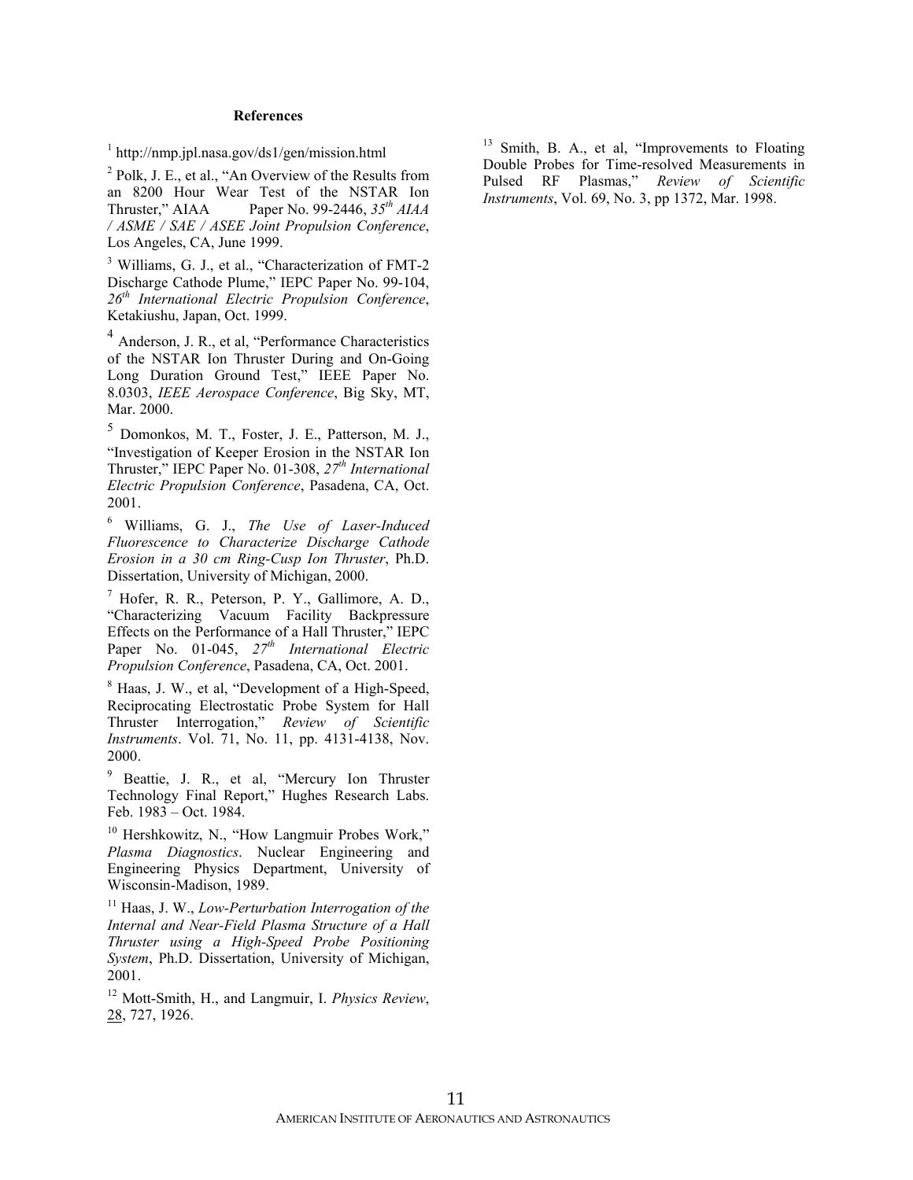## References

[1] http://nmp.jpl.nasa.gov/ds1/gen/mission.html

[2] Polk, J. E., et al., "An Overview of the Results from an 8200 Hour Wear Test of the NSTAR Ion Thruster," AIAA Paper No. 99-2446, *35th AIAA / ASME / SAE / ASEE Joint Propulsion Conference*, Los Angeles, CA, June 1999.

[3] Williams, G. J., et al., "Characterization of FMT-2 Discharge Cathode Plume," IEPC Paper No. 99-104, *26th International Electric Propulsion Conference*, Ketakiushu, Japan, Oct. 1999.

[4] Anderson, J. R., et al, "Performance Characteristics of the NSTAR Ion Thruster During and On-Going Long Duration Ground Test," IEEE Paper No. 8.0303, *IEEE Aerospace Conference*, Big Sky, MT, Mar. 2000.

[5] Domonkos, M. T., Foster, J. E., Patterson, M. J., "Investigation of Keeper Erosion in the NSTAR Ion Thruster," IEPC Paper No. 01-308, *27th International Electric Propulsion Conference*, Pasadena, CA, Oct. 2001.

[6] Williams, G. J., *The Use of Laser-Induced Fluorescence to Characterize Discharge Cathode Erosion in a 30 cm Ring-Cusp Ion Thruster*, Ph.D. Dissertation, University of Michigan, 2000.

[7] Hofer, R. R., Peterson, P. Y., Gallimore, A. D., "Characterizing Vacuum Facility Backpressure Effects on the Performance of a Hall Thruster," IEPC Paper No. 01-045, *27th International Electric Propulsion Conference*, Pasadena, CA, Oct. 2001.

[8] Haas, J. W., et al, "Development of a High-Speed, Reciprocating Electrostatic Probe System for Hall Thruster Interrogation," *Review of Scientific Instruments*. Vol. 71, No. 11, pp. 4131-4138, Nov. 2000.

[9] Beattie, J. R., et al, "Mercury Ion Thruster Technology Final Report," Hughes Research Labs. Feb. 1983 – Oct. 1984.

[10] Hershkowitz, N., "How Langmuir Probes Work," *Plasma Diagnostics*. Nuclear Engineering and Engineering Physics Department, University of Wisconsin-Madison, 1989.

[11] Haas, J. W., *Low-Perturbation Interrogation of the Internal and Near-Field Plasma Structure of a Hall Thruster using a High-Speed Probe Positioning System*, Ph.D. Dissertation, University of Michigan, 2001.

[12] Mott-Smith, H., and Langmuir, I. *Physics Review*, 28, 727, 1926.

[13] Smith, B. A., et al, "Improvements to Floating Double Probes for Time-resolved Measurements in Pulsed RF Plasmas," *Review of Scientific Instruments*, Vol. 69, No. 3, pp 1372, Mar. 1998.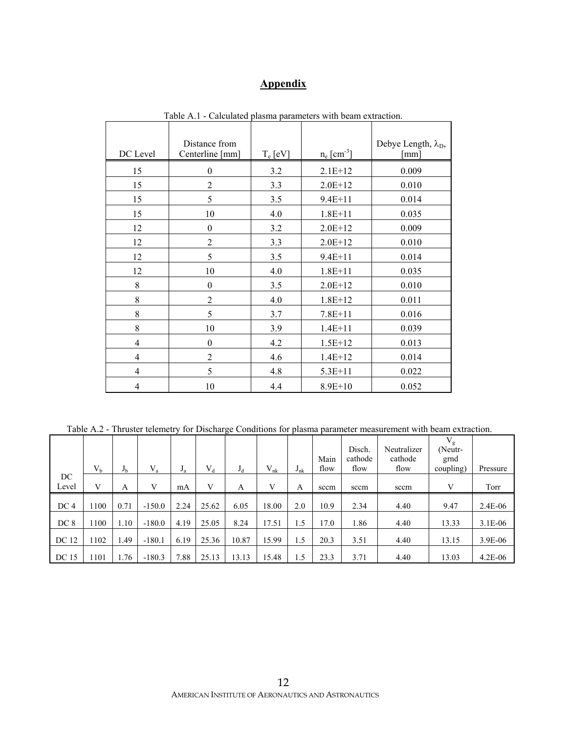# Appendix

Table A.1 - Calculated plasma parameters with beam extraction.

| DC Level | Distance from Centerline [mm] | $T_e$ [eV] | $n_e$ [$cm^{-3}$] | Debye Length, $\lambda_D$, [mm] |
|---|---|---|---|---|
| 15 | 0 | 3.2 | 2.1E+12 | 0.009 |
| 15 | 2 | 3.3 | 2.0E+12 | 0.010 |
| 15 | 5 | 3.5 | 9.4E+11 | 0.014 |
| 15 | 10 | 4.0 | 1.8E+11 | 0.035 |
| 12 | 0 | 3.2 | 2.0E+12 | 0.009 |
| 12 | 2 | 3.3 | 2.0E+12 | 0.010 |
| 12 | 5 | 3.5 | 9.4E+11 | 0.014 |
| 12 | 10 | 4.0 | 1.8E+11 | 0.035 |
| 8 | 0 | 3.5 | 2.0E+12 | 0.010 |
| 8 | 2 | 4.0 | 1.8E+12 | 0.011 |
| 8 | 5 | 3.7 | 7.8E+11 | 0.016 |
| 8 | 10 | 3.9 | 1.4E+11 | 0.039 |
| 4 | 0 | 4.2 | 1.5E+12 | 0.013 |
| 4 | 2 | 4.6 | 1.4E+12 | 0.014 |
| 4 | 5 | 4.8 | 5.3E+11 | 0.022 |
| 4 | 10 | 4.4 | 8.9E+10 | 0.052 |

Table A.2 - Thruster telemetry for Discharge Conditions for plasma parameter measurement with beam extraction.

| DC Level | $V_b$ | $J_b$ | $V_a$ | $J_a$ | $V_d$ | $J_d$ | $V_{nk}$ | $J_{nk}$ | Main flow | Disch. cathode flow | Neutralizer cathode flow | $V_g$ (Neutr-grnd coupling) | Pressure |
|---|---|---|---|---|---|---|---|---|---|---|---|---|---|
| | V | A | V | mA | V | A | V | A | sccm | sccm | sccm | V | Torr |
| DC 4 | 1100 | 0.71 | -150.0 | 2.24 | 25.62 | 6.05 | 18.00 | 2.0 | 10.9 | 2.34 | 4.40 | 9.47 | 2.4E-06 |
| DC 8 | 1100 | 1.10 | -180.0 | 4.19 | 25.05 | 8.24 | 17.51 | 1.5 | 17.0 | 1.86 | 4.40 | 13.33 | 3.1E-06 |
| DC 12 | 1102 | 1.49 | -180.1 | 6.19 | 25.36 | 10.87 | 15.99 | 1.5 | 20.3 | 3.51 | 4.40 | 13.15 | 3.9E-06 |
| DC 15 | 1101 | 1.76 | -180.3 | 7.88 | 25.13 | 13.13 | 15.48 | 1.5 | 23.3 | 3.71 | 4.40 | 13.03 | 4.2E-06 |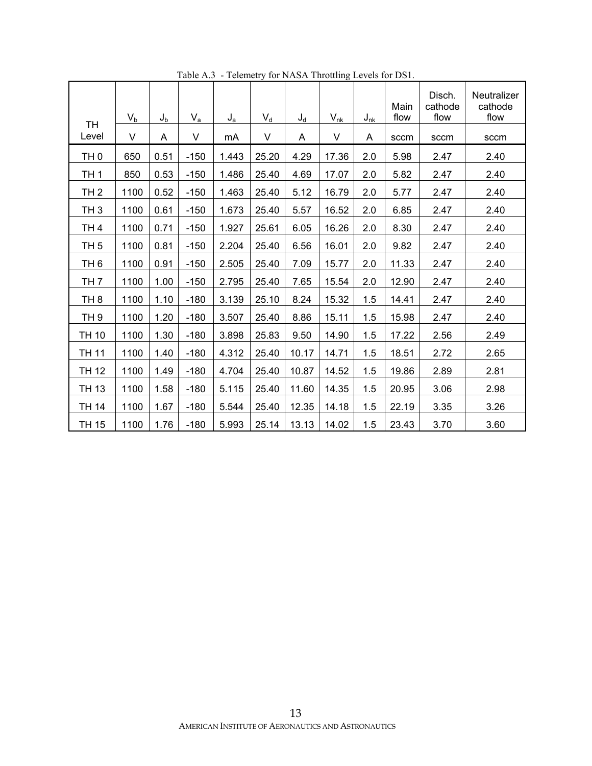Table A.3 - Telemetry for NASA Throttling Levels for DS1.

| TH Level | $V_b$ | $J_b$ | $V_a$ | $J_a$ | $V_d$ | $J_d$ | $V_{nk}$ | $J_{nk}$ | Main flow | Disch. cathode flow | Neutralizer cathode flow |
|---|---|---|---|---|---|---|---|---|---|---|---|
| | V | A | V | mA | V | A | V | A | sccm | sccm | sccm |
| TH 0 | 650 | 0.51 | -150 | 1.443 | 25.20 | 4.29 | 17.36 | 2.0 | 5.98 | 2.47 | 2.40 |
| TH 1 | 850 | 0.53 | -150 | 1.486 | 25.40 | 4.69 | 17.07 | 2.0 | 5.82 | 2.47 | 2.40 |
| TH 2 | 1100 | 0.52 | -150 | 1.463 | 25.40 | 5.12 | 16.79 | 2.0 | 5.77 | 2.47 | 2.40 |
| TH 3 | 1100 | 0.61 | -150 | 1.673 | 25.40 | 5.57 | 16.52 | 2.0 | 6.85 | 2.47 | 2.40 |
| TH 4 | 1100 | 0.71 | -150 | 1.927 | 25.61 | 6.05 | 16.26 | 2.0 | 8.30 | 2.47 | 2.40 |
| TH 5 | 1100 | 0.81 | -150 | 2.204 | 25.40 | 6.56 | 16.01 | 2.0 | 9.82 | 2.47 | 2.40 |
| TH 6 | 1100 | 0.91 | -150 | 2.505 | 25.40 | 7.09 | 15.77 | 2.0 | 11.33 | 2.47 | 2.40 |
| TH 7 | 1100 | 1.00 | -150 | 2.795 | 25.40 | 7.65 | 15.54 | 2.0 | 12.90 | 2.47 | 2.40 |
| TH 8 | 1100 | 1.10 | -180 | 3.139 | 25.10 | 8.24 | 15.32 | 1.5 | 14.41 | 2.47 | 2.40 |
| TH 9 | 1100 | 1.20 | -180 | 3.507 | 25.40 | 8.86 | 15.11 | 1.5 | 15.98 | 2.47 | 2.40 |
| TH 10 | 1100 | 1.30 | -180 | 3.898 | 25.83 | 9.50 | 14.90 | 1.5 | 17.22 | 2.56 | 2.49 |
| TH 11 | 1100 | 1.40 | -180 | 4.312 | 25.40 | 10.17 | 14.71 | 1.5 | 18.51 | 2.72 | 2.65 |
| TH 12 | 1100 | 1.49 | -180 | 4.704 | 25.40 | 10.87 | 14.52 | 1.5 | 19.86 | 2.89 | 2.81 |
| TH 13 | 1100 | 1.58 | -180 | 5.115 | 25.40 | 11.60 | 14.35 | 1.5 | 20.95 | 3.06 | 2.98 |
| TH 14 | 1100 | 1.67 | -180 | 5.544 | 25.40 | 12.35 | 14.18 | 1.5 | 22.19 | 3.35 | 3.26 |
| TH 15 | 1100 | 1.76 | -180 | 5.993 | 25.14 | 13.13 | 14.02 | 1.5 | 23.43 | 3.70 | 3.60 |